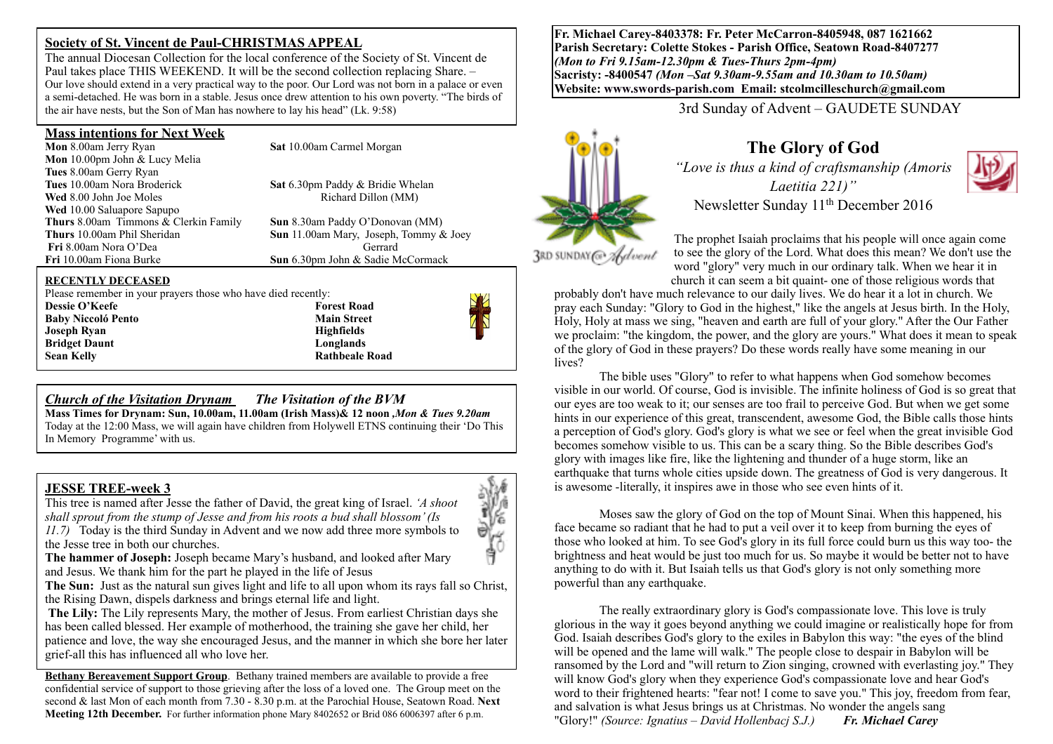## Society of St. Vincent de Paul-CHRISTMAS APPEAL

The annual Diocesan Collection for the local conference of the Society of St. Vincent de Paul takes place THIS WEEKEND. It will be the second collection replacing Share. – Our love should extend in a very practical way to the poor. Our Lord was not born in a palace or even a semi-detached. He was born in a stable. Jesus once drew attention to his own poverty. "The birds of the air have nests, but the Son of Man has nowhere to lay his head" (Lk. 9:58)

## Mass intentions for Next Week

**Mon** 8.00am Jerry Ryan
**Mon** 10.00pm John & Lucy Melia
**Tues** 8.00am Gerry Ryan
**Tues** 10.00am Nora Broderick
**Wed** 8.00 John Joe Moles
**Wed** 10.00 Saluapore Sapupo
**Thurs** 8.00am Timmons & Clerkin Family
**Thurs** 10.00am Phil Sheridan
**Fri** 8.00am Nora O'Dea
**Fri** 10.00am Fiona Burke
**Sat** 10.00am Carmel Morgan
**Sat** 6.30pm Paddy & Bridie Whelan
Richard Dillon (MM)
**Sun** 8.30am Paddy O'Donovan (MM)
**Sun** 11.00am Mary, Joseph, Tommy & Joey Gerrard
**Sun** 6.30pm John & Sadie McCormack

### RECENTLY DECEASED

Please remember in your prayers those who have died recently:

| | |
|---|---|
| **Dessie O'Keefe** | **Forest Road** |
| **Baby Niccoló Pento** | **Main Street** |
| **Joseph Ryan** | **Highfields** |
| **Bridget Daunt** | **Longlands** |
| **Sean Kelly** | **Rathbeale Road** |

## *Church of the Visitation Drynam* — *The Visitation of the BVM*

**Mass Times for Drynam: Sun, 10.00am, 11.00am (Irish Mass)& 12 noon ,*Mon & Tues 9.20am***
Today at the 12:00 Mass, we will again have children from Holywell ETNS continuing their 'Do This In Memory Programme' with us.

## JESSE TREE-week 3

This tree is named after Jesse the father of David, the great king of Israel. *'A shoot shall sprout from the stump of Jesse and from his roots a bud shall blossom' (Is 11.7)* Today is the third Sunday in Advent and we now add three more symbols to the Jesse tree in both our churches.

**The hammer of Joseph:** Joseph became Mary's husband, and looked after Mary and Jesus. We thank him for the part he played in the life of Jesus

**The Sun:** Just as the natural sun gives light and life to all upon whom its rays fall so Christ, the Rising Dawn, dispels darkness and brings eternal life and light.

**The Lily:** The Lily represents Mary, the mother of Jesus. From earliest Christian days she has been called blessed. Her example of motherhood, the training she gave her child, her patience and love, the way she encouraged Jesus, and the manner in which she bore her later grief-all this has influenced all who love her.

**Bethany Bereavement Support Group**. Bethany trained members are available to provide a free confidential service of support to those grieving after the loss of a loved one. The Group meet on the second & last Mon of each month from 7.30 - 8.30 p.m. at the Parochial House, Seatown Road. **Next Meeting 12th December.** For further information phone Mary 8402652 or Brid 086 6006397 after 6 p.m.

---

**Fr. Michael Carey-8403378: Fr. Peter McCarron-8405948, 087 1621662**
**Parish Secretary: Colette Stokes - Parish Office, Seatown Road-8407277**
***(Mon to Fri 9.15am-12.30pm & Tues-Thurs 2pm-4pm)***
**Sacristy: -8400547 *(Mon –Sat 9.30am-9.55am and 10.30am to 10.50am)***
**Website: www.swords-parish.com Email: stcolmcilleschurch@gmail.com**

3rd Sunday of Advent – GAUDETE SUNDAY

# The Glory of God

*"Love is thus a kind of craftsmanship (Amoris Laetitia 221)"*

Newsletter Sunday 11th December 2016

The prophet Isaiah proclaims that his people will once again come to see the glory of the Lord. What does this mean? We don't use the word "glory" very much in our ordinary talk. When we hear it in church it can seem a bit quaint- one of those religious words that probably don't have much relevance to our daily lives. We do hear it a lot in church. We pray each Sunday: "Glory to God in the highest," like the angels at Jesus birth. In the Holy, Holy, Holy at mass we sing, "heaven and earth are full of your glory." After the Our Father we proclaim: "the kingdom, the power, and the glory are yours." What does it mean to speak of the glory of God in these prayers? Do these words really have some meaning in our lives?

The bible uses "Glory" to refer to what happens when God somehow becomes visible in our world. Of course, God is invisible. The infinite holiness of God is so great that our eyes are too weak to it; our senses are too frail to perceive God. But when we get some hints in our experience of this great, transcendent, awesome God, the Bible calls those hints a perception of God's glory. God's glory is what we see or feel when the great invisible God becomes somehow visible to us. This can be a scary thing. So the Bible describes God's glory with images like fire, like the lightening and thunder of a huge storm, like an earthquake that turns whole cities upside down. The greatness of God is very dangerous. It is awesome -literally, it inspires awe in those who see even hints of it.

Moses saw the glory of God on the top of Mount Sinai. When this happened, his face became so radiant that he had to put a veil over it to keep from burning the eyes of those who looked at him. To see God's glory in its full force could burn us this way too- the brightness and heat would be just too much for us. So maybe it would be better not to have anything to do with it. But Isaiah tells us that God's glory is not only something more powerful than any earthquake.

The really extraordinary glory is God's compassionate love. This love is truly glorious in the way it goes beyond anything we could imagine or realistically hope for from God. Isaiah describes God's glory to the exiles in Babylon this way: "the eyes of the blind will be opened and the lame will walk." The people close to despair in Babylon will be ransomed by the Lord and "will return to Zion singing, crowned with everlasting joy." They will know God's glory when they experience God's compassionate love and hear God's word to their frightened hearts: "fear not! I come to save you." This joy, freedom from fear, and salvation is what Jesus brings us at Christmas. No wonder the angels sang "Glory!" *(Source: Ignatius – David Hollenbacj S.J.)* ***Fr. Michael Carey***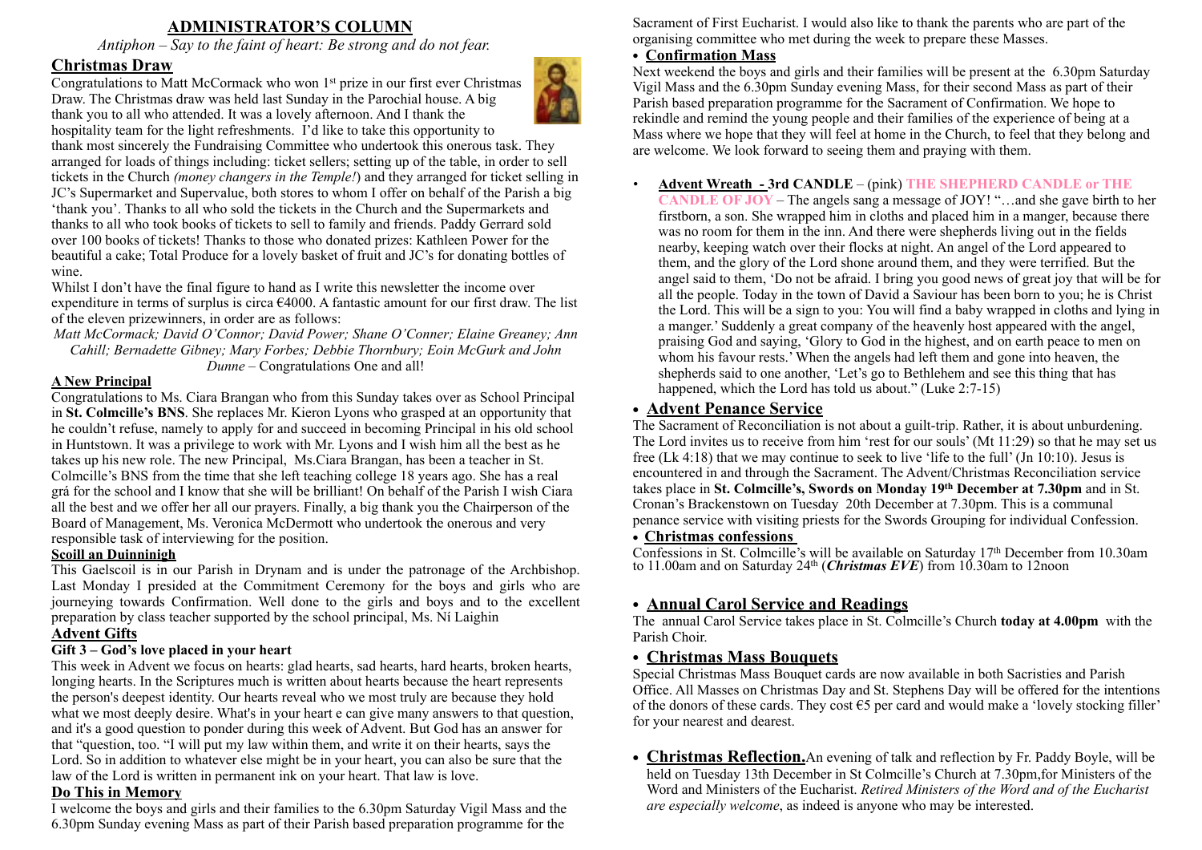## ADMINISTRATOR'S COLUMN

*Antiphon – Say to the faint of heart: Be strong and do not fear.*

### Christmas Draw

Congratulations to Matt McCormack who won 1st prize in our first ever Christmas Draw. The Christmas draw was held last Sunday in the Parochial house. A big thank you to all who attended. It was a lovely afternoon. And I thank the hospitality team for the light refreshments. I'd like to take this opportunity to thank most sincerely the Fundraising Committee who undertook this onerous task. They arranged for loads of things including: ticket sellers; setting up of the table, in order to sell tickets in the Church *(money changers in the Temple!*) and they arranged for ticket selling in JC's Supermarket and Supervalue, both stores to whom I offer on behalf of the Parish a big 'thank you'. Thanks to all who sold the tickets in the Church and the Supermarkets and thanks to all who took books of tickets to sell to family and friends. Paddy Gerrard sold over 100 books of tickets! Thanks to those who donated prizes: Kathleen Power for the beautiful a cake; Total Produce for a lovely basket of fruit and JC's for donating bottles of wine.

Whilst I don't have the final figure to hand as I write this newsletter the income over expenditure in terms of surplus is circa €4000. A fantastic amount for our first draw. The list of the eleven prizewinners, in order are as follows:

*Matt McCormack; David O'Connor; David Power; Shane O'Conner; Elaine Greaney; Ann Cahill; Bernadette Gibney; Mary Forbes; Debbie Thornbury; Eoin McGurk and John Dunne* – Congratulations One and all!

#### A New Principal

Congratulations to Ms. Ciara Brangan who from this Sunday takes over as School Principal in **St. Colmcille's BNS**. She replaces Mr. Kieron Lyons who grasped at an opportunity that he couldn't refuse, namely to apply for and succeed in becoming Principal in his old school in Huntstown. It was a privilege to work with Mr. Lyons and I wish him all the best as he takes up his new role. The new Principal, Ms.Ciara Brangan, has been a teacher in St. Colmcille's BNS from the time that she left teaching college 18 years ago. She has a real grá for the school and I know that she will be brilliant! On behalf of the Parish I wish Ciara all the best and we offer her all our prayers. Finally, a big thank you the Chairperson of the Board of Management, Ms. Veronica McDermott who undertook the onerous and very responsible task of interviewing for the position.

#### Scoil an Duinninigh

This Gaelscoil is in our Parish in Drynam and is under the patronage of the Archbishop. Last Monday I presided at the Commitment Ceremony for the boys and girls who are journeying towards Confirmation. Well done to the girls and boys and to the excellent preparation by class teacher supported by the school principal, Ms. Ní Laighin

### Advent Gifts

#### Gift 3 – God's love placed in your heart

This week in Advent we focus on hearts: glad hearts, sad hearts, hard hearts, broken hearts, longing hearts. In the Scriptures much is written about hearts because the heart represents the person's deepest identity. Our hearts reveal who we most truly are because they hold what we most deeply desire. What's in your heart e can give many answers to that question, and it's a good question to ponder during this week of Advent. But God has an answer for that "question, too. "I will put my law within them, and write it on their hearts, says the Lord. So in addition to whatever else might be in your heart, you can also be sure that the law of the Lord is written in permanent ink on your heart. That law is love.

### Do This in Memory

I welcome the boys and girls and their families to the 6.30pm Saturday Vigil Mass and the 6.30pm Sunday evening Mass as part of their Parish based preparation programme for the Sacrament of First Eucharist. I would also like to thank the parents who are part of the organising committee who met during the week to prepare these Masses.

- **Confirmation Mass**

Next weekend the boys and girls and their families will be present at the 6.30pm Saturday Vigil Mass and the 6.30pm Sunday evening Mass, for their second Mass as part of their Parish based preparation programme for the Sacrament of Confirmation. We hope to rekindle and remind the young people and their families of the experience of being at a Mass where we hope that they will feel at home in the Church, to feel that they belong and are welcome. We look forward to seeing them and praying with them.

- **Advent Wreath - 3rd CANDLE** – (pink) **THE SHEPHERD CANDLE or THE CANDLE OF JOY** – The angels sang a message of JOY! "…and she gave birth to her firstborn, a son. She wrapped him in cloths and placed him in a manger, because there was no room for them in the inn. And there were shepherds living out in the fields nearby, keeping watch over their flocks at night. An angel of the Lord appeared to them, and the glory of the Lord shone around them, and they were terrified. But the angel said to them, 'Do not be afraid. I bring you good news of great joy that will be for all the people. Today in the town of David a Saviour has been born to you; he is Christ the Lord. This will be a sign to you: You will find a baby wrapped in cloths and lying in a manger.' Suddenly a great company of the heavenly host appeared with the angel, praising God and saying, 'Glory to God in the highest, and on earth peace to men on whom his favour rests.' When the angels had left them and gone into heaven, the shepherds said to one another, 'Let's go to Bethlehem and see this thing that has happened, which the Lord has told us about." (Luke 2:7-15)

- **Advent Penance Service**

The Sacrament of Reconciliation is not about a guilt-trip. Rather, it is about unburdening. The Lord invites us to receive from him 'rest for our souls' (Mt 11:29) so that he may set us free (Lk 4:18) that we may continue to seek to live 'life to the full' (Jn 10:10). Jesus is encountered in and through the Sacrament. The Advent/Christmas Reconciliation service takes place in **St. Colmcille's, Swords on Monday 19th December at 7.30pm** and in St. Cronan's Brackenstown on Tuesday 20th December at 7.30pm. This is a communal penance service with visiting priests for the Swords Grouping for individual Confession.

- **Christmas confessions**

Confessions in St. Colmcille's will be available on Saturday 17th December from 10.30am to 11.00am and on Saturday 24th (***Christmas EVE***) from 10.30am to 12noon

- **Annual Carol Service and Readings**

The annual Carol Service takes place in St. Colmcille's Church **today at 4.00pm** with the Parish Choir.

- **Christmas Mass Bouquets**

Special Christmas Mass Bouquet cards are now available in both Sacristies and Parish Office. All Masses on Christmas Day and St. Stephens Day will be offered for the intentions of the donors of these cards. They cost €5 per card and would make a 'lovely stocking filler' for your nearest and dearest.

- **Christmas Reflection.** An evening of talk and reflection by Fr. Paddy Boyle, will be held on Tuesday 13th December in St Colmcille's Church at 7.30pm, for Ministers of the Word and Ministers of the Eucharist. *Retired Ministers of the Word and of the Eucharist are especially welcome*, as indeed is anyone who may be interested.